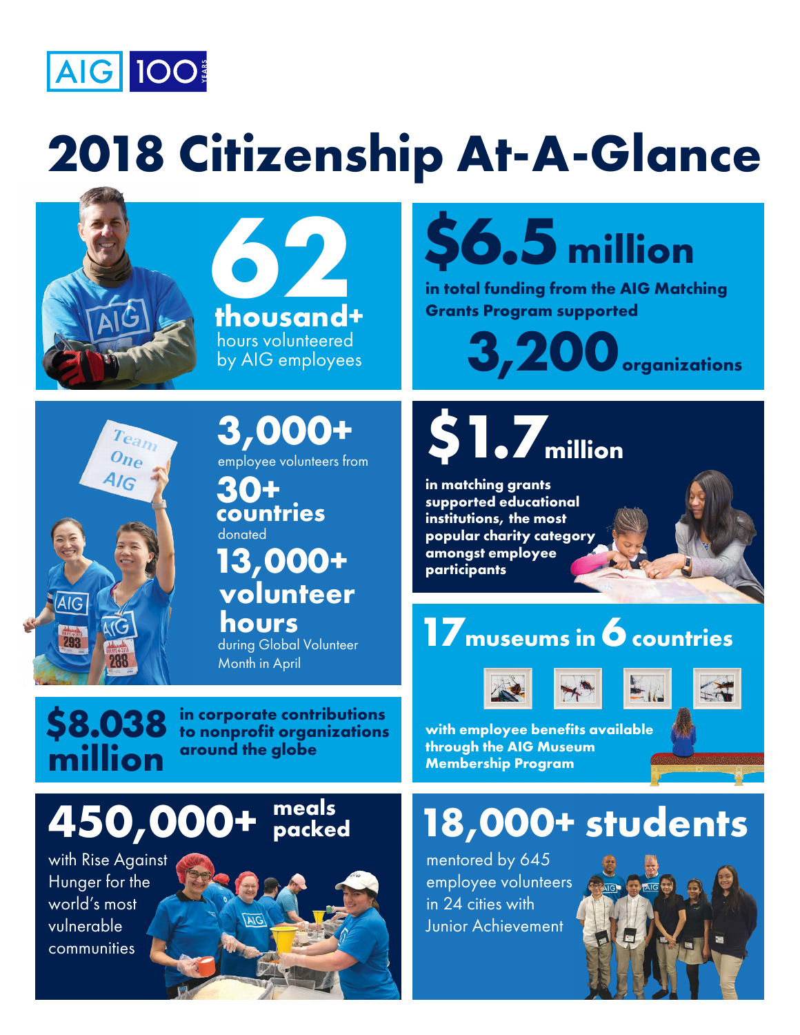AIG 100 YEARS

# 2018 Citizenship At-A-Glance

**62 thousand+** hours volunteered by AIG employees

**$6.5 million** in total funding from the AIG Matching Grants Program supported **3,200** organizations

**3,000+** employee volunteers from **30+ countries** donated **13,000+ volunteer hours** during Global Volunteer Month in April

**$1.7 million** in matching grants supported educational institutions, the most popular charity category amongst employee participants

**$8.038 million** in corporate contributions to nonprofit organizations around the globe

**17 museums in 6 countries** with employee benefits available through the AIG Museum Membership Program

**450,000+ meals packed** with Rise Against Hunger for the world's most vulnerable communities

**18,000+ students** mentored by 645 employee volunteers in 24 cities with Junior Achievement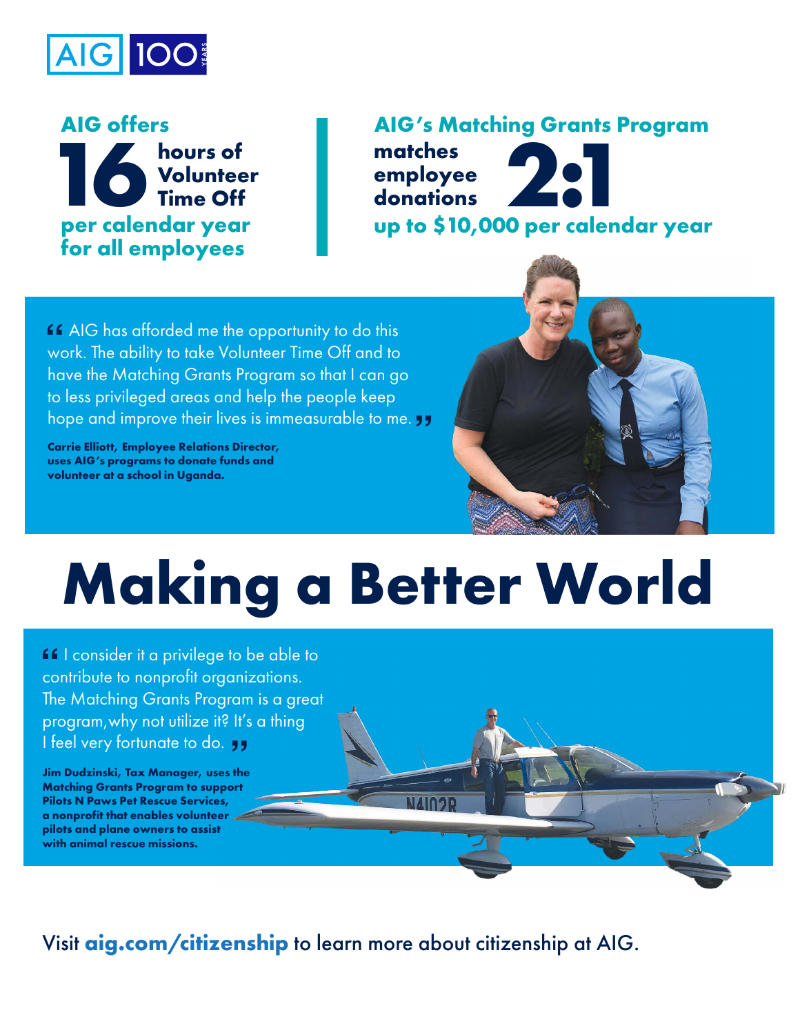AIG 100 YEARS

**AIG offers**
**16 hours of Volunteer Time Off**
**per calendar year for all employees**

**AIG's Matching Grants Program**
**matches employee donations 2:1**
**up to $10,000 per calendar year**

"AIG has afforded me the opportunity to do this work. The ability to take Volunteer Time Off and to have the Matching Grants Program so that I can go to less privileged areas and help the people keep hope and improve their lives is immeasurable to me."

**Carrie Elliott, Employee Relations Director, uses AIG's programs to donate funds and volunteer at a school in Uganda.**

# Making a Better World

"I consider it a privilege to be able to contribute to nonprofit organizations. The Matching Grants Program is a great program, why not utilize it? It's a thing I feel very fortunate to do."

**Jim Dudzinski, Tax Manager, uses the Matching Grants Program to support Pilots N Paws Pet Rescue Services, a nonprofit that enables volunteer pilots and plane owners to assist with animal rescue missions.**

Visit **aig.com/citizenship** to learn more about citizenship at AIG.